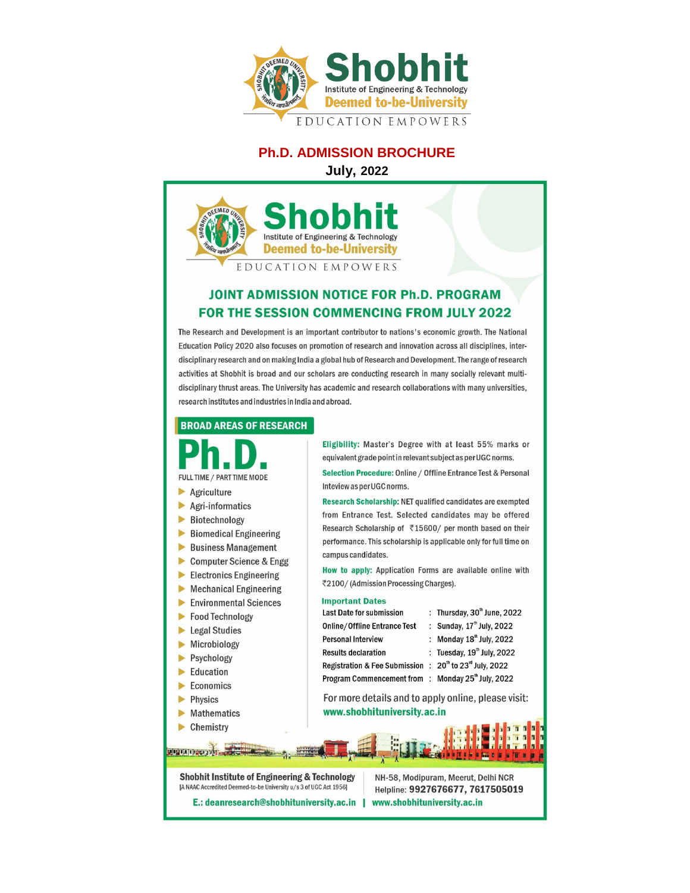# Shobhit

Institute of Engineering & Technology

Deemed to-be-University

EDUCATION EMPOWERS

## Ph.D. ADMISSION BROCHURE

**July, 2022**

# Shobhit

Institute of Engineering & Technology

Deemed to-be-University

EDUCATION EMPOWERS

## JOINT ADMISSION NOTICE FOR Ph.D. PROGRAM FOR THE SESSION COMMENCING FROM JULY 2022

The Research and Development is an important contributor to nations's economic growth. The National Education Policy 2020 also focuses on promotion of research and innovation across all disciplines, inter-disciplinary research and on making India a global hub of Research and Development. The range of research activities at Shobhit is broad and our scholars are conducting research in many socially relevant multi-disciplinary thrust areas. The University has academic and research collaborations with many universities, research institutes and industries in India and abroad.

### BROAD AREAS OF RESEARCH

# Ph.D.

FULL TIME / PART TIME MODE

- Agriculture
- Agri-informatics
- Biotechnology
- Biomedical Engineering
- Business Management
- Computer Science & Engg
- Electronics Engineering
- Mechanical Engineering
- Environmental Sciences
- Food Technology
- Legal Studies
- Microbiology
- Psychology
- Education
- Economics
- Physics
- Mathematics
- Chemistry

**Eligibility:** Master's Degree with at least 55% marks or equivalent grade point in relevant subject as per UGC norms.

**Selection Procedure:** Online / Offline Entrance Test & Personal Inteview as per UGC norms.

**Research Scholarship:** NET qualified candidates are exempted from Entrance Test. Selected candidates may be offered Research Scholarship of ₹15600/ per month based on their performance. This scholarship is applicable only for full time on campus candidates.

**How to apply:** Application Forms are available online with ₹2100/ (Admission Processing Charges).

**Important Dates**

| | | |
|---|---|---|
| Last Date for submission | : | Thursday, 30th June, 2022 |
| Online/Offline Entrance Test | : | Sunday, 17th July, 2022 |
| Personal Interview | : | Monday 18th July, 2022 |
| Results declaration | : | Tuesday, 19th July, 2022 |
| Registration & Fee Submission | : | 20th to 23rd July, 2022 |
| Program Commencement from | : | Monday 25th July, 2022 |

For more details and to apply online, please visit:
**www.shobhituniversity.ac.in**

**Shobhit Institute of Engineering & Technology**
[A NAAC Accredited Deemed-to-be University u/s 3 of UGC Act 1956]

NH-58, Modipuram, Meerut, Delhi NCR
Helpline: **9927676677, 7617505019**

E.: deanresearch@shobhituniversity.ac.in | www.shobhituniversity.ac.in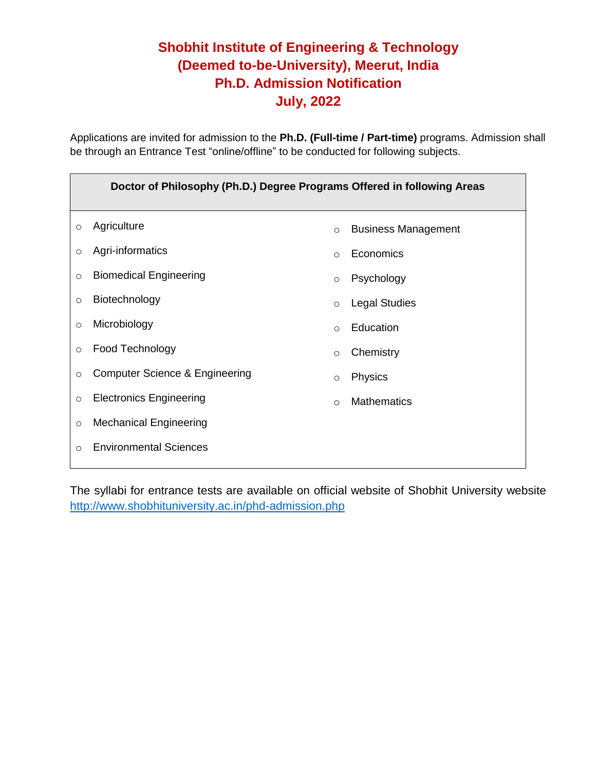# Shobhit Institute of Engineering & Technology
# (Deemed to-be-University), Meerut, India
# Ph.D. Admission Notification
# July, 2022

Applications are invited for admission to the **Ph.D. (Full-time / Part-time)** programs. Admission shall be through an Entrance Test "online/offline" to be conducted for following subjects.

| Doctor of Philosophy (Ph.D.) Degree Programs Offered in following Areas | |
|---|---|
| ○ Agriculture | ○ Business Management |
| ○ Agri-informatics | ○ Economics |
| ○ Biomedical Engineering | ○ Psychology |
| ○ Biotechnology | ○ Legal Studies |
| ○ Microbiology | ○ Education |
| ○ Food Technology | ○ Chemistry |
| ○ Computer Science & Engineering | ○ Physics |
| ○ Electronics Engineering | ○ Mathematics |
| ○ Mechanical Engineering | |
| ○ Environmental Sciences | |

The syllabi for entrance tests are available on official website of Shobhit University website http://www.shobhituniversity.ac.in/phd-admission.php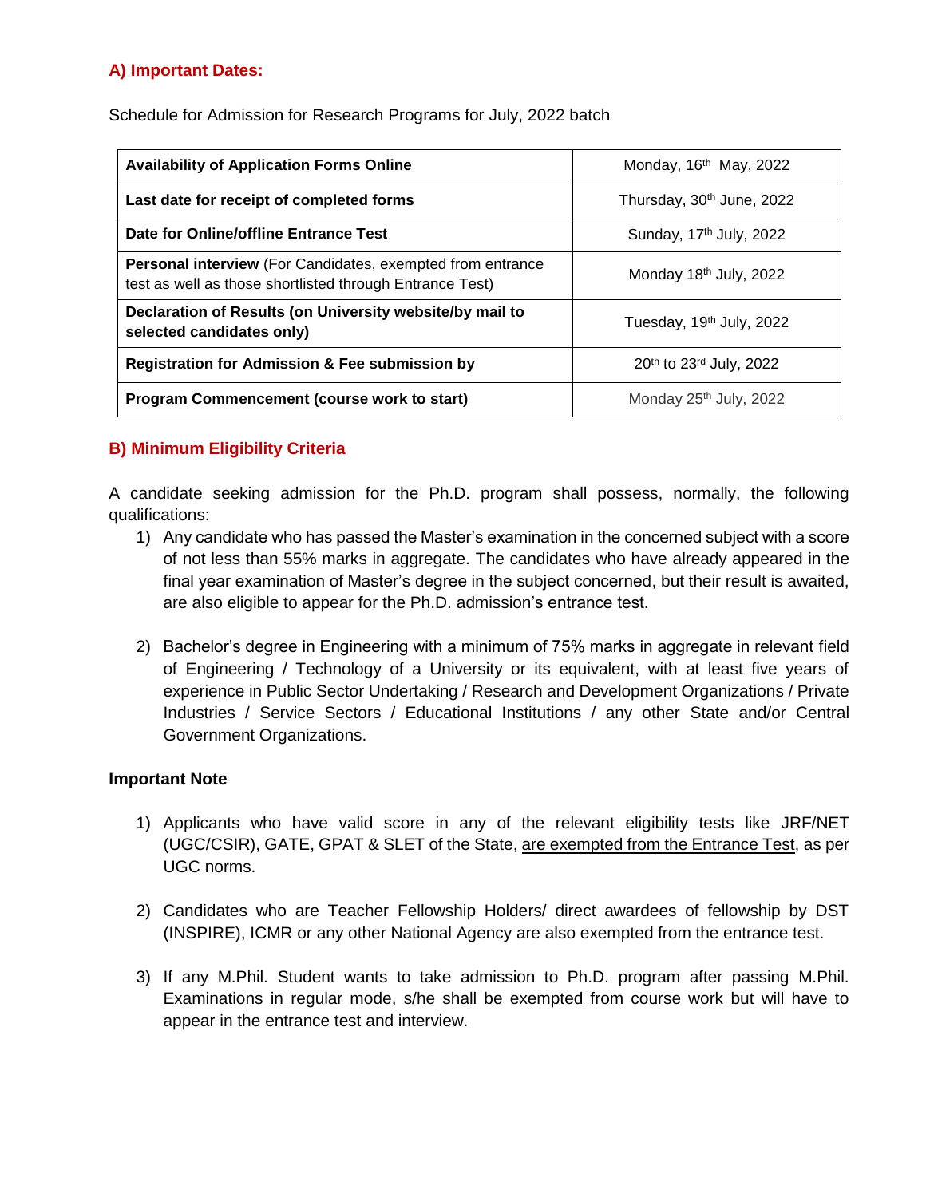## A) Important Dates:

Schedule for Admission for Research Programs for July, 2022 batch

| | |
|---|---|
| **Availability of Application Forms Online** | Monday, 16th May, 2022 |
| **Last date for receipt of completed forms** | Thursday, 30th June, 2022 |
| **Date for Online/offline Entrance Test** | Sunday, 17th July, 2022 |
| **Personal interview** (For Candidates, exempted from entrance test as well as those shortlisted through Entrance Test) | Monday 18th July, 2022 |
| **Declaration of Results (on University website/by mail to selected candidates only)** | Tuesday, 19th July, 2022 |
| **Registration for Admission & Fee submission by** | 20th to 23rd July, 2022 |
| **Program Commencement (course work to start)** | Monday 25th July, 2022 |

## B) Minimum Eligibility Criteria

A candidate seeking admission for the Ph.D. program shall possess, normally, the following qualifications:

1) Any candidate who has passed the Master's examination in the concerned subject with a score of not less than 55% marks in aggregate. The candidates who have already appeared in the final year examination of Master's degree in the subject concerned, but their result is awaited, are also eligible to appear for the Ph.D. admission's entrance test.

2) Bachelor's degree in Engineering with a minimum of 75% marks in aggregate in relevant field of Engineering / Technology of a University or its equivalent, with at least five years of experience in Public Sector Undertaking / Research and Development Organizations / Private Industries / Service Sectors / Educational Institutions / any other State and/or Central Government Organizations.

**Important Note**

1) Applicants who have valid score in any of the relevant eligibility tests like JRF/NET (UGC/CSIR), GATE, GPAT & SLET of the State, <u>are exempted from the Entrance Test</u>, as per UGC norms.

2) Candidates who are Teacher Fellowship Holders/ direct awardees of fellowship by DST (INSPIRE), ICMR or any other National Agency are also exempted from the entrance test.

3) If any M.Phil. Student wants to take admission to Ph.D. program after passing M.Phil. Examinations in regular mode, s/he shall be exempted from course work but will have to appear in the entrance test and interview.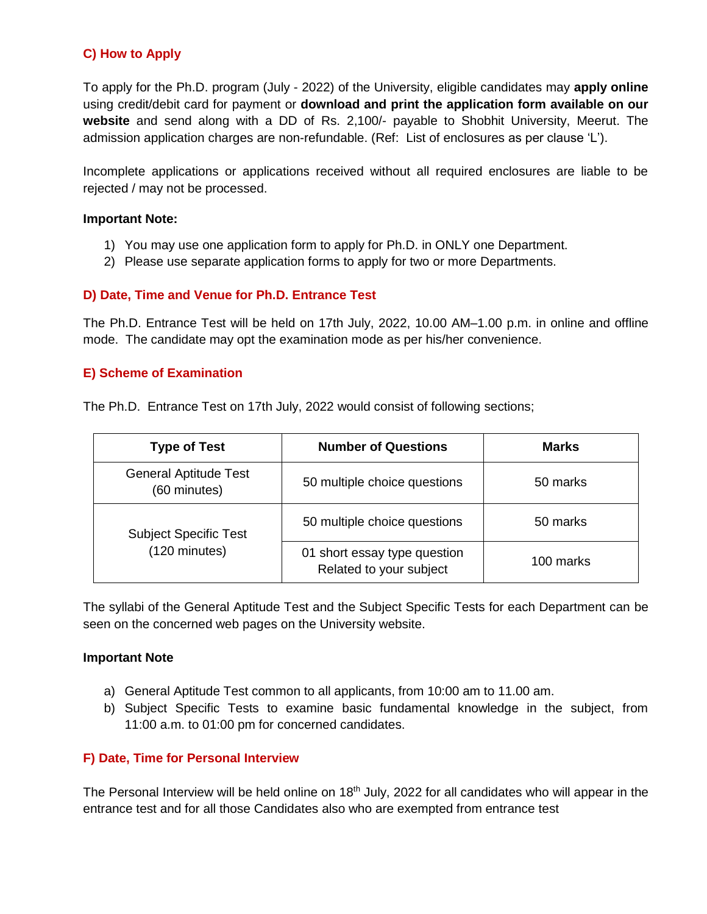### C) How to Apply

To apply for the Ph.D. program (July - 2022) of the University, eligible candidates may **apply online** using credit/debit card for payment or **download and print the application form available on our website** and send along with a DD of Rs. 2,100/- payable to Shobhit University, Meerut. The admission application charges are non-refundable. (Ref: List of enclosures as per clause 'L').

Incomplete applications or applications received without all required enclosures are liable to be rejected / may not be processed.

**Important Note:**

1) You may use one application form to apply for Ph.D. in ONLY one Department.
2) Please use separate application forms to apply for two or more Departments.

### D) Date, Time and Venue for Ph.D. Entrance Test

The Ph.D. Entrance Test will be held on 17th July, 2022, 10.00 AM–1.00 p.m. in online and offline mode. The candidate may opt the examination mode as per his/her convenience.

### E) Scheme of Examination

The Ph.D. Entrance Test on 17th July, 2022 would consist of following sections;

| Type of Test | Number of Questions | Marks |
|---|---|---|
| General Aptitude Test (60 minutes) | 50 multiple choice questions | 50 marks |
| Subject Specific Test (120 minutes) | 50 multiple choice questions | 50 marks |
| | 01 short essay type question Related to your subject | 100 marks |

The syllabi of the General Aptitude Test and the Subject Specific Tests for each Department can be seen on the concerned web pages on the University website.

**Important Note**

a) General Aptitude Test common to all applicants, from 10:00 am to 11.00 am.
b) Subject Specific Tests to examine basic fundamental knowledge in the subject, from 11:00 a.m. to 01:00 pm for concerned candidates.

### F) Date, Time for Personal Interview

The Personal Interview will be held online on 18th July, 2022 for all candidates who will appear in the entrance test and for all those Candidates also who are exempted from entrance test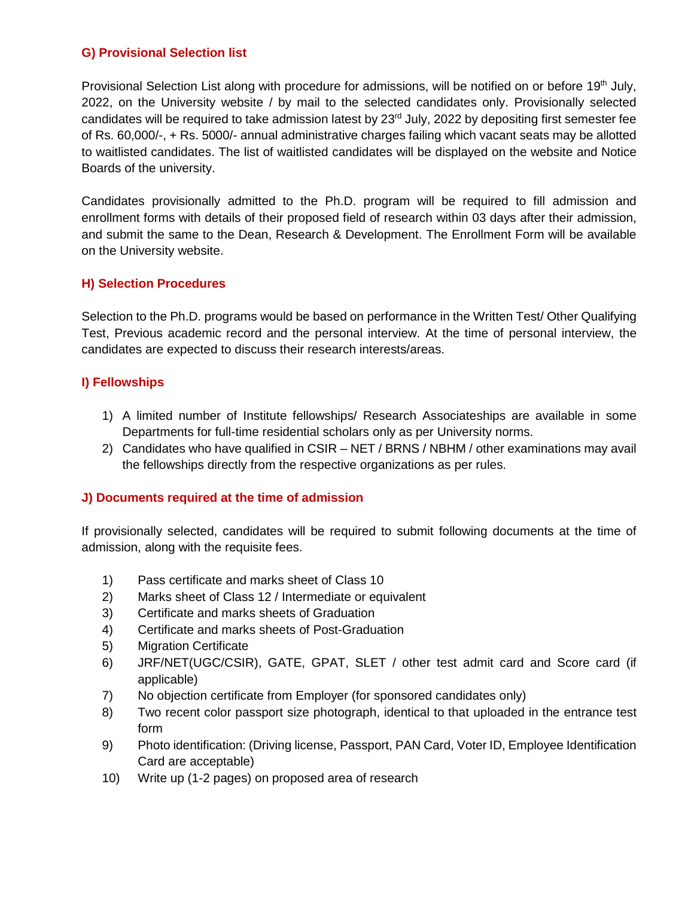## G) Provisional Selection list

Provisional Selection List along with procedure for admissions, will be notified on or before 19th July, 2022, on the University website / by mail to the selected candidates only. Provisionally selected candidates will be required to take admission latest by 23rd July, 2022 by depositing first semester fee of Rs. 60,000/-, + Rs. 5000/- annual administrative charges failing which vacant seats may be allotted to waitlisted candidates. The list of waitlisted candidates will be displayed on the website and Notice Boards of the university.

Candidates provisionally admitted to the Ph.D. program will be required to fill admission and enrollment forms with details of their proposed field of research within 03 days after their admission, and submit the same to the Dean, Research & Development. The Enrollment Form will be available on the University website.

## H) Selection Procedures

Selection to the Ph.D. programs would be based on performance in the Written Test/ Other Qualifying Test, Previous academic record and the personal interview. At the time of personal interview, the candidates are expected to discuss their research interests/areas.

## I) Fellowships

1) A limited number of Institute fellowships/ Research Associateships are available in some Departments for full-time residential scholars only as per University norms.
2) Candidates who have qualified in CSIR – NET / BRNS / NBHM / other examinations may avail the fellowships directly from the respective organizations as per rules.

## J) Documents required at the time of admission

If provisionally selected, candidates will be required to submit following documents at the time of admission, along with the requisite fees.

1) Pass certificate and marks sheet of Class 10
2) Marks sheet of Class 12 / Intermediate or equivalent
3) Certificate and marks sheets of Graduation
4) Certificate and marks sheets of Post-Graduation
5) Migration Certificate
6) JRF/NET(UGC/CSIR), GATE, GPAT, SLET / other test admit card and Score card (if applicable)
7) No objection certificate from Employer (for sponsored candidates only)
8) Two recent color passport size photograph, identical to that uploaded in the entrance test form
9) Photo identification: (Driving license, Passport, PAN Card, Voter ID, Employee Identification Card are acceptable)
10) Write up (1-2 pages) on proposed area of research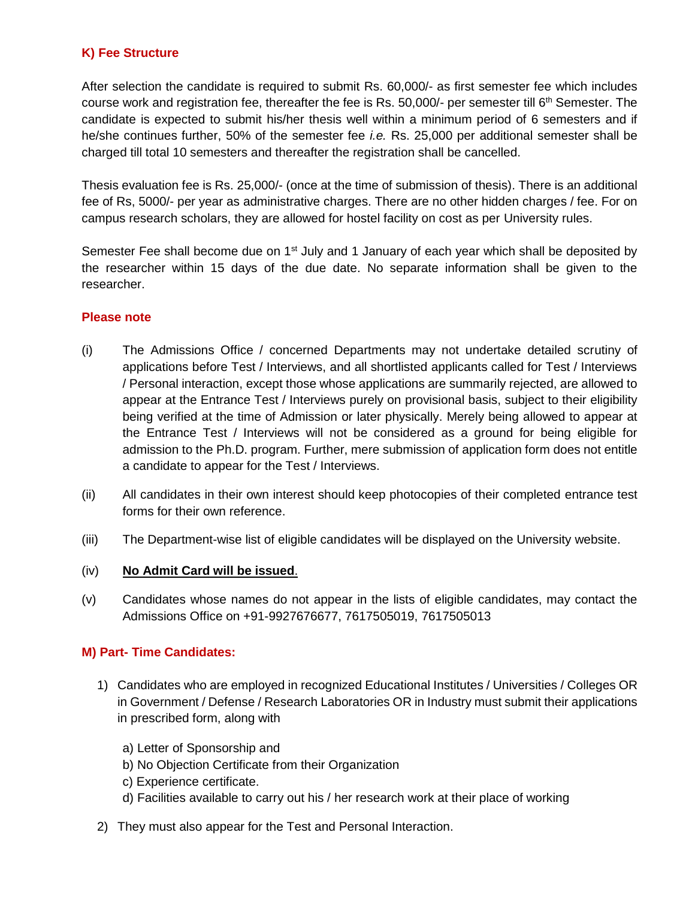### K) Fee Structure

After selection the candidate is required to submit Rs. 60,000/- as first semester fee which includes course work and registration fee, thereafter the fee is Rs. 50,000/- per semester till 6th Semester. The candidate is expected to submit his/her thesis well within a minimum period of 6 semesters and if he/she continues further, 50% of the semester fee *i.e.* Rs. 25,000 per additional semester shall be charged till total 10 semesters and thereafter the registration shall be cancelled.

Thesis evaluation fee is Rs. 25,000/- (once at the time of submission of thesis). There is an additional fee of Rs, 5000/- per year as administrative charges. There are no other hidden charges / fee. For on campus research scholars, they are allowed for hostel facility on cost as per University rules.

Semester Fee shall become due on 1st July and 1 January of each year which shall be deposited by the researcher within 15 days of the due date. No separate information shall be given to the researcher.

### Please note

(i) The Admissions Office / concerned Departments may not undertake detailed scrutiny of applications before Test / Interviews, and all shortlisted applicants called for Test / Interviews / Personal interaction, except those whose applications are summarily rejected, are allowed to appear at the Entrance Test / Interviews purely on provisional basis, subject to their eligibility being verified at the time of Admission or later physically. Merely being allowed to appear at the Entrance Test / Interviews will not be considered as a ground for being eligible for admission to the Ph.D. program. Further, mere submission of application form does not entitle a candidate to appear for the Test / Interviews.

(ii) All candidates in their own interest should keep photocopies of their completed entrance test forms for their own reference.

(iii) The Department-wise list of eligible candidates will be displayed on the University website.

(iv) **No Admit Card will be issued**.

(v) Candidates whose names do not appear in the lists of eligible candidates, may contact the Admissions Office on +91-9927676677, 7617505019, 7617505013

### M) Part- Time Candidates:

1) Candidates who are employed in recognized Educational Institutes / Universities / Colleges OR in Government / Defense / Research Laboratories OR in Industry must submit their applications in prescribed form, along with

   a) Letter of Sponsorship and
   b) No Objection Certificate from their Organization
   c) Experience certificate.
   d) Facilities available to carry out his / her research work at their place of working

2) They must also appear for the Test and Personal Interaction.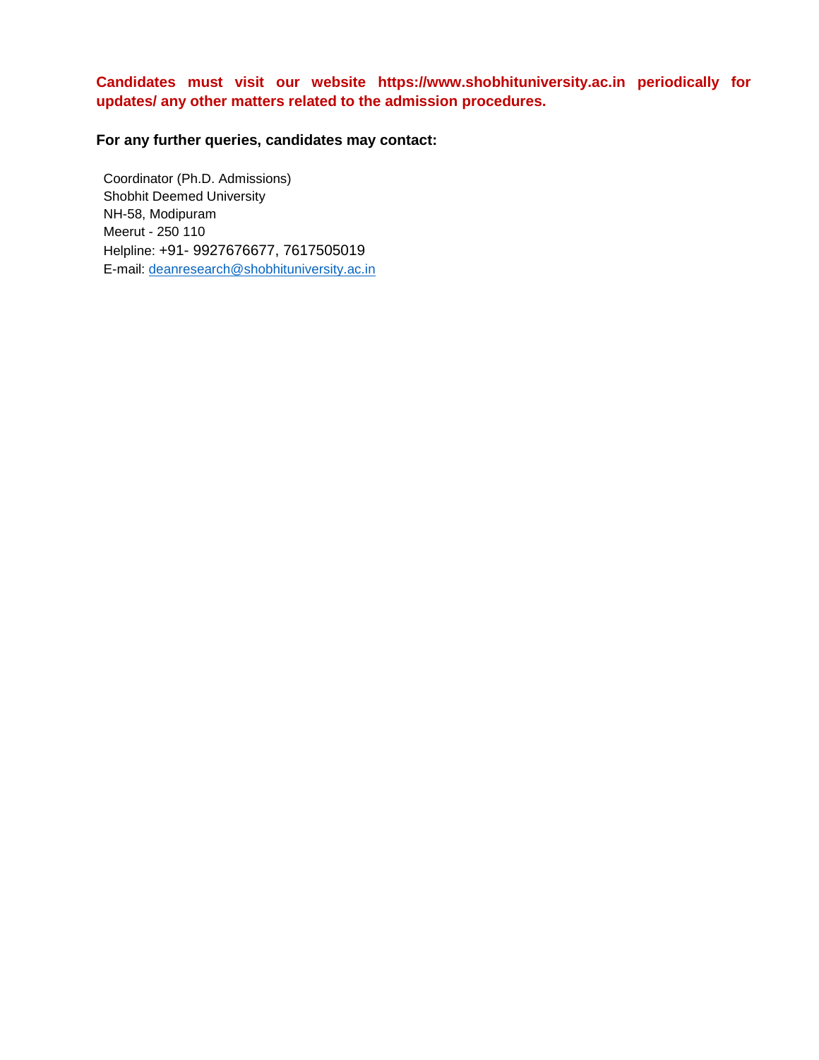**Candidates must visit our website https://www.shobhituniversity.ac.in periodically for updates/ any other matters related to the admission procedures.**

**For any further queries, candidates may contact:**

Coordinator (Ph.D. Admissions)
Shobhit Deemed University
NH-58, Modipuram
Meerut - 250 110
Helpline: +91- 9927676677, 7617505019
E-mail: deanresearch@shobhituniversity.ac.in